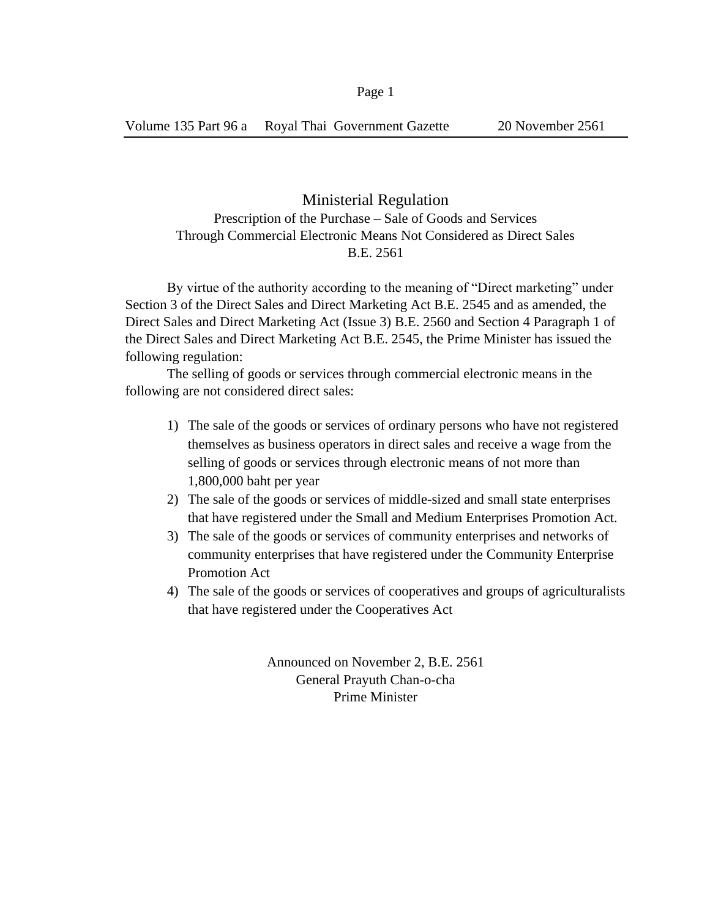# Ministerial Regulation

## Prescription of the Purchase – Sale of Goods and Services Through Commercial Electronic Means Not Considered as Direct Sales B.E. 2561

By virtue of the authority according to the meaning of "Direct marketing" under Section 3 of the Direct Sales and Direct Marketing Act B.E. 2545 and as amended, the Direct Sales and Direct Marketing Act (Issue 3) B.E. 2560 and Section 4 Paragraph 1 of the Direct Sales and Direct Marketing Act B.E. 2545, the Prime Minister has issued the following regulation:

The selling of goods or services through commercial electronic means in the following are not considered direct sales:

1) The sale of the goods or services of ordinary persons who have not registered themselves as business operators in direct sales and receive a wage from the selling of goods or services through electronic means of not more than 1,800,000 baht per year
2) The sale of the goods or services of middle-sized and small state enterprises that have registered under the Small and Medium Enterprises Promotion Act.
3) The sale of the goods or services of community enterprises and networks of community enterprises that have registered under the Community Enterprise Promotion Act
4) The sale of the goods or services of cooperatives and groups of agriculturalists that have registered under the Cooperatives Act

Announced on November 2, B.E. 2561
General Prayuth Chan-o-cha
Prime Minister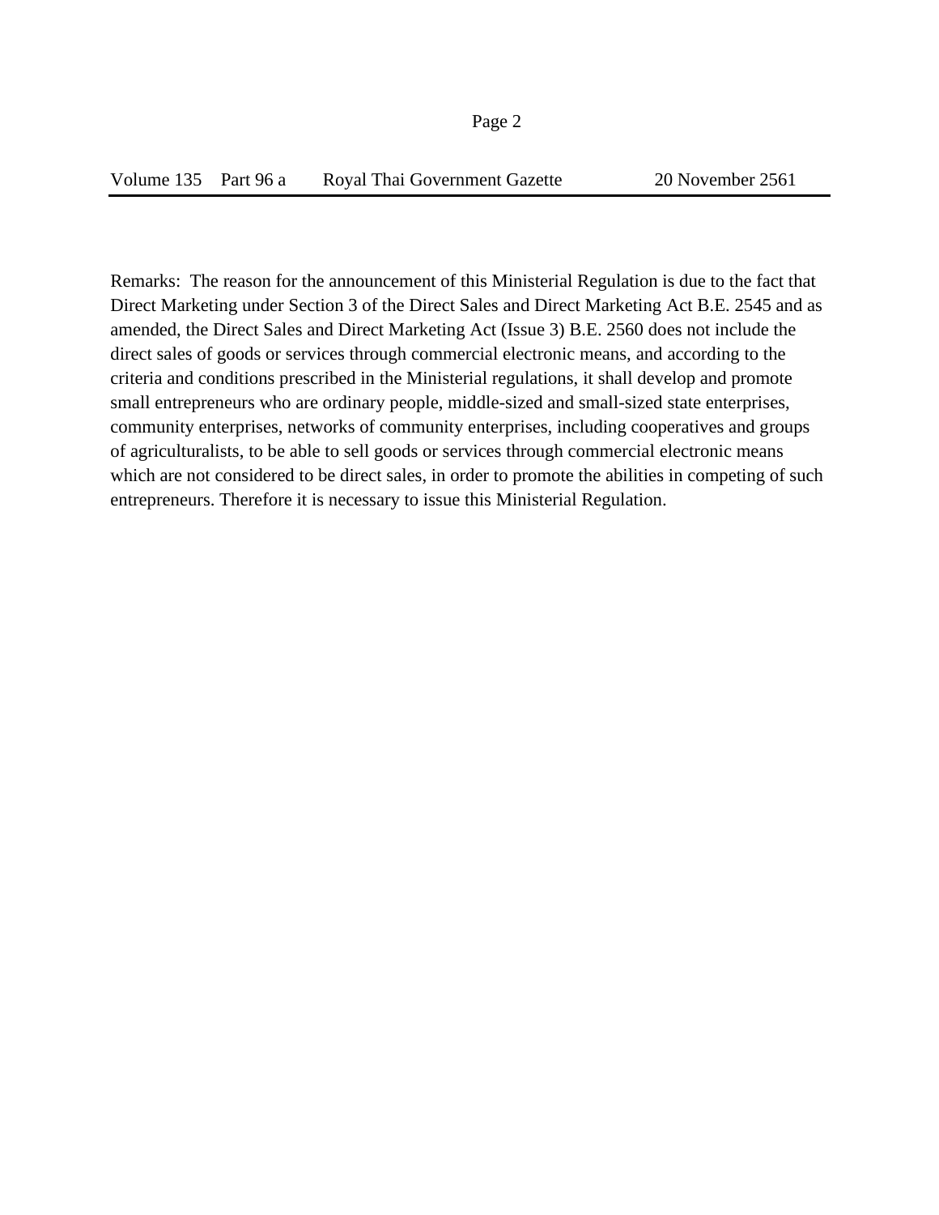Remarks: The reason for the announcement of this Ministerial Regulation is due to the fact that Direct Marketing under Section 3 of the Direct Sales and Direct Marketing Act B.E. 2545 and as amended, the Direct Sales and Direct Marketing Act (Issue 3) B.E. 2560 does not include the direct sales of goods or services through commercial electronic means, and according to the criteria and conditions prescribed in the Ministerial regulations, it shall develop and promote small entrepreneurs who are ordinary people, middle-sized and small-sized state enterprises, community enterprises, networks of community enterprises, including cooperatives and groups of agriculturalists, to be able to sell goods or services through commercial electronic means which are not considered to be direct sales, in order to promote the abilities in competing of such entrepreneurs. Therefore it is necessary to issue this Ministerial Regulation.